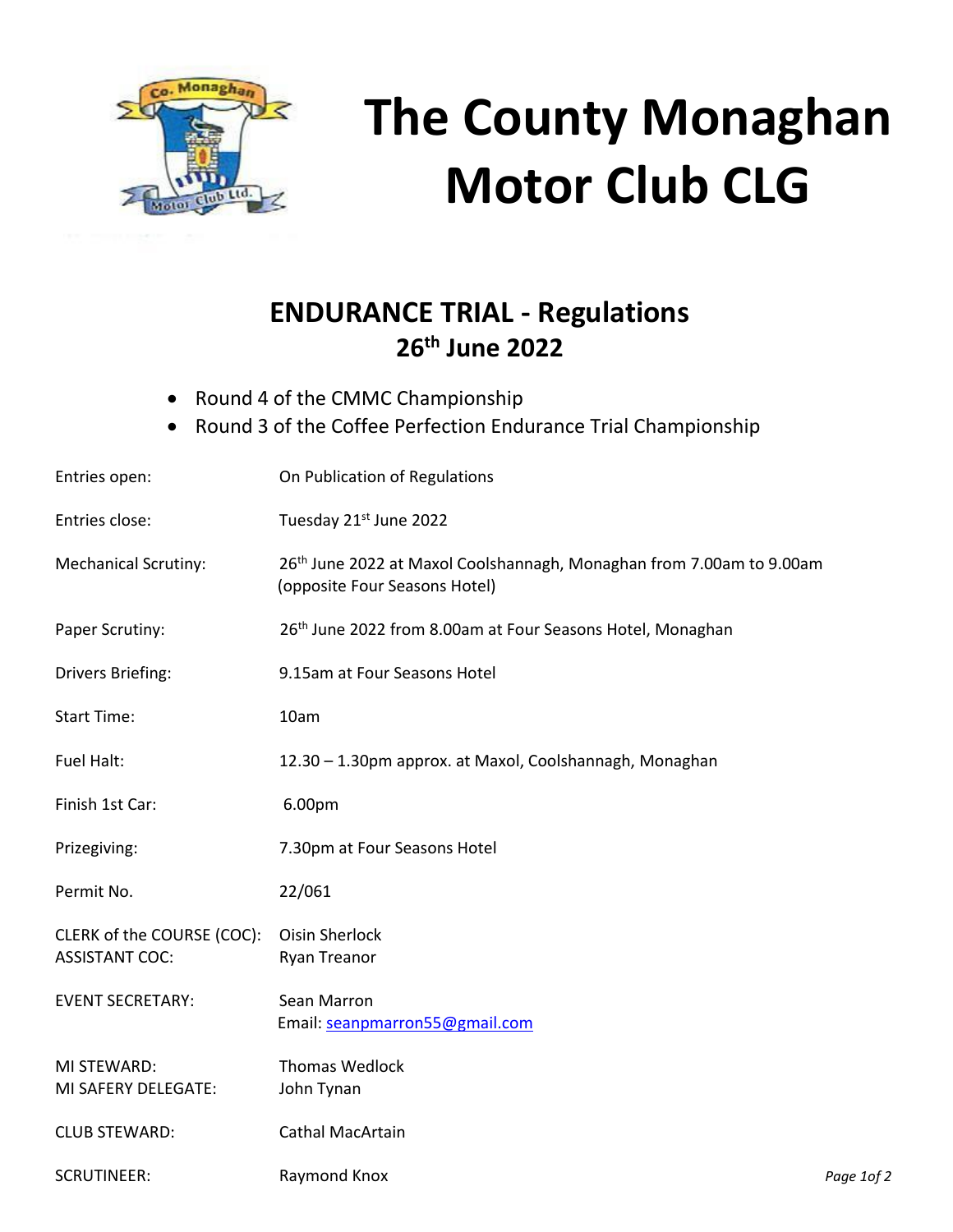# The County Monaghan Motor Club CLG

## ENDURANCE TRIAL - Regulations
## 26th June 2022

- Round 4 of the CMMC Championship
- Round 3 of the Coffee Perfection Endurance Trial Championship

| | |
|---|---|
| Entries open: | On Publication of Regulations |
| Entries close: | Tuesday 21st June 2022 |
| Mechanical Scrutiny: | 26th June 2022 at Maxol Coolshannagh, Monaghan from 7.00am to 9.00am (opposite Four Seasons Hotel) |
| Paper Scrutiny: | 26th June 2022 from 8.00am at Four Seasons Hotel, Monaghan |
| Drivers Briefing: | 9.15am at Four Seasons Hotel |
| Start Time: | 10am |
| Fuel Halt: | 12.30 – 1.30pm approx. at Maxol, Coolshannagh, Monaghan |
| Finish 1st Car: | 6.00pm |
| Prizegiving: | 7.30pm at Four Seasons Hotel |
| Permit No. | 22/061 |
| CLERK of the COURSE (COC): | Oisin Sherlock |
| ASSISTANT COC: | Ryan Treanor |
| EVENT SECRETARY: | Sean Marron<br>Email: seanpmarron55@gmail.com |
| MI STEWARD: | Thomas Wedlock |
| MI SAFERY DELEGATE: | John Tynan |
| CLUB STEWARD: | Cathal MacArtain |
| SCRUTINEER: | Raymond Knox |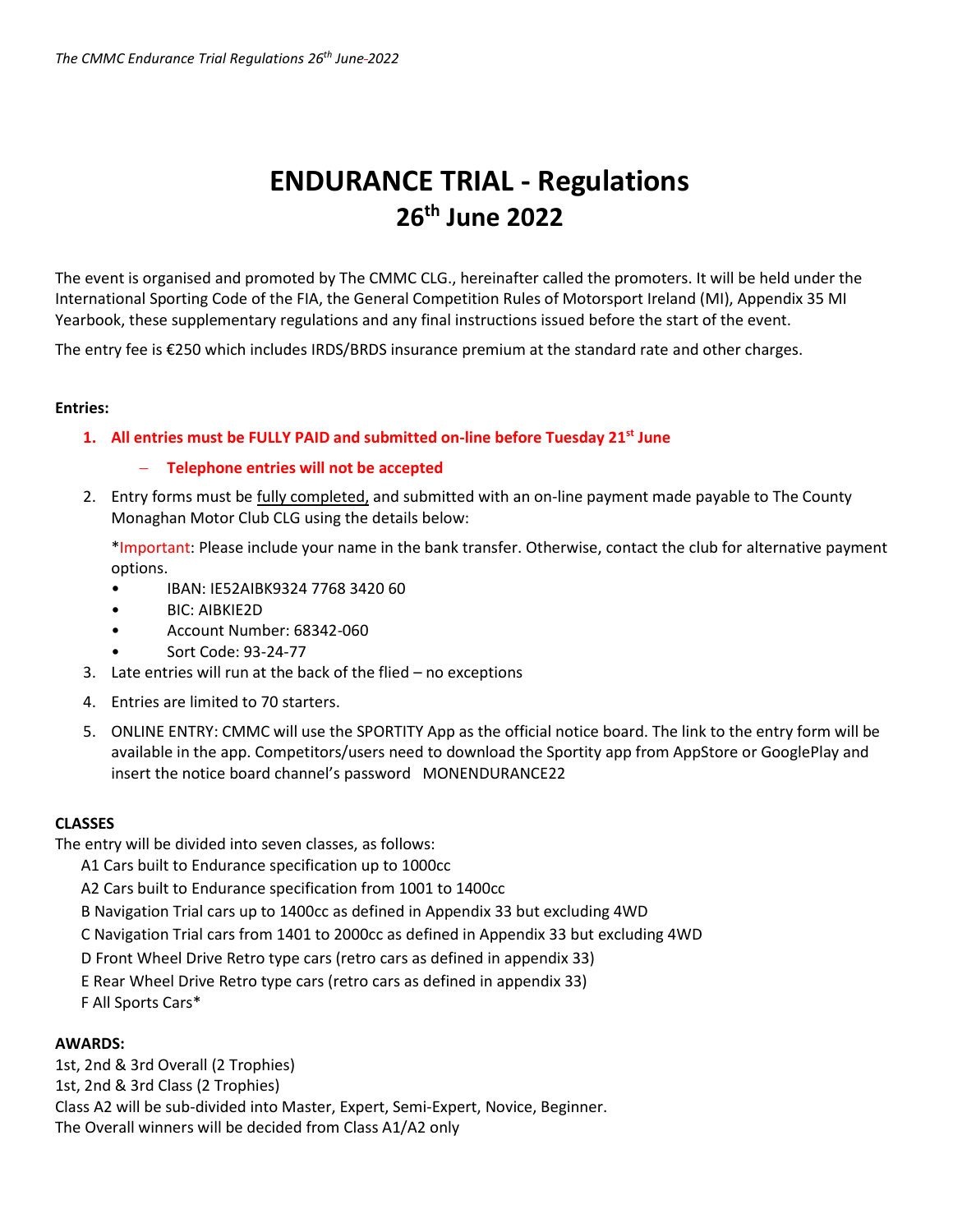# ENDURANCE TRIAL - Regulations
# 26th June 2022

The event is organised and promoted by The CMMC CLG., hereinafter called the promoters. It will be held under the International Sporting Code of the FIA, the General Competition Rules of Motorsport Ireland (MI), Appendix 35 MI Yearbook, these supplementary regulations and any final instructions issued before the start of the event.

The entry fee is €250 which includes IRDS/BRDS insurance premium at the standard rate and other charges.

**Entries:**

1. **All entries must be FULLY PAID and submitted on-line before Tuesday 21st June**
   - **Telephone entries will not be accepted**
2. Entry forms must be fully completed, and submitted with an on-line payment made payable to The County Monaghan Motor Club CLG using the details below:

   *Important: Please include your name in the bank transfer. Otherwise, contact the club for alternative payment options.
   - IBAN: IE52AIBK9324 7768 3420 60
   - BIC: AIBKIE2D
   - Account Number: 68342-060
   - Sort Code: 93-24-77
3. Late entries will run at the back of the flied – no exceptions
4. Entries are limited to 70 starters.
5. ONLINE ENTRY: CMMC will use the SPORTITY App as the official notice board. The link to the entry form will be available in the app. Competitors/users need to download the Sportity app from AppStore or GooglePlay and insert the notice board channel's password MONENDURANCE22

**CLASSES**

The entry will be divided into seven classes, as follows:

A1 Cars built to Endurance specification up to 1000cc
A2 Cars built to Endurance specification from 1001 to 1400cc
B Navigation Trial cars up to 1400cc as defined in Appendix 33 but excluding 4WD
C Navigation Trial cars from 1401 to 2000cc as defined in Appendix 33 but excluding 4WD
D Front Wheel Drive Retro type cars (retro cars as defined in appendix 33)
E Rear Wheel Drive Retro type cars (retro cars as defined in appendix 33)
F All Sports Cars*

**AWARDS:**

1st, 2nd & 3rd Overall (2 Trophies)
1st, 2nd & 3rd Class (2 Trophies)
Class A2 will be sub-divided into Master, Expert, Semi-Expert, Novice, Beginner.
The Overall winners will be decided from Class A1/A2 only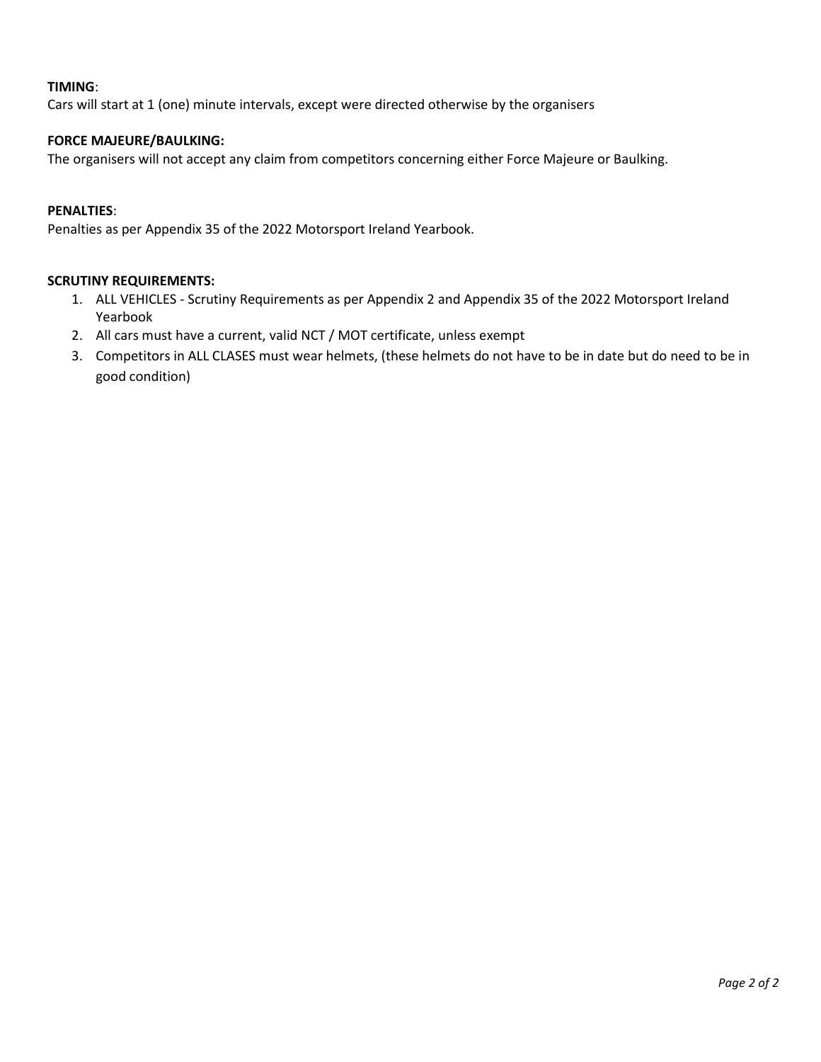**TIMING**:
Cars will start at 1 (one) minute intervals, except were directed otherwise by the organisers

**FORCE MAJEURE/BAULKING:**
The organisers will not accept any claim from competitors concerning either Force Majeure or Baulking.

**PENALTIES**:
Penalties as per Appendix 35 of the 2022 Motorsport Ireland Yearbook.

**SCRUTINY REQUIREMENTS:**

1. ALL VEHICLES - Scrutiny Requirements as per Appendix 2 and Appendix 35 of the 2022 Motorsport Ireland Yearbook
2. All cars must have a current, valid NCT / MOT certificate, unless exempt
3. Competitors in ALL CLASES must wear helmets, (these helmets do not have to be in date but do need to be in good condition)